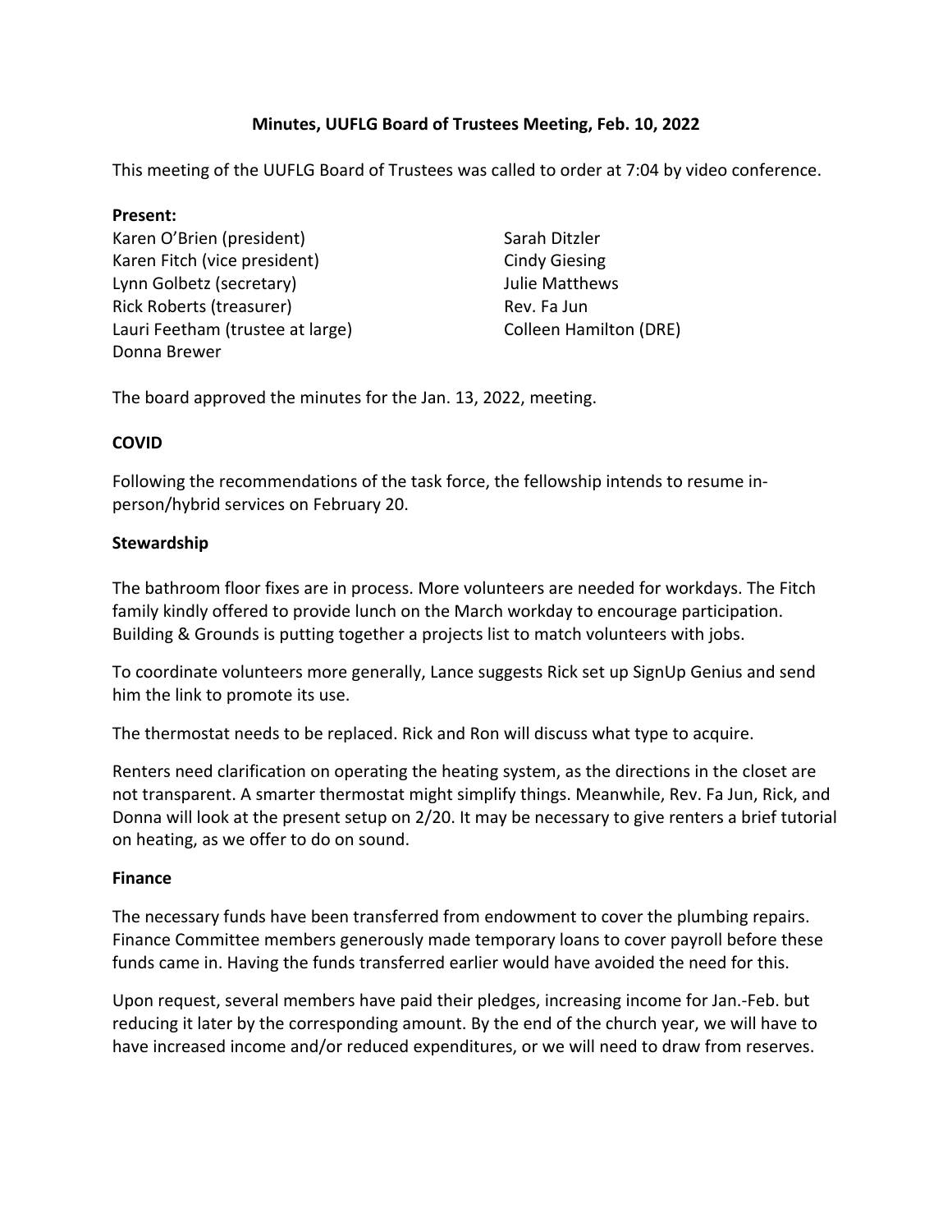**Minutes, UUFLG Board of Trustees Meeting, Feb. 10, 2022**

This meeting of the UUFLG Board of Trustees was called to order at 7:04 by video conference.

**Present:**

Karen O'Brien (president)
Karen Fitch (vice president)
Lynn Golbetz (secretary)
Rick Roberts (treasurer)
Lauri Feetham (trustee at large)
Donna Brewer
Sarah Ditzler
Cindy Giesing
Julie Matthews
Rev. Fa Jun
Colleen Hamilton (DRE)

The board approved the minutes for the Jan. 13, 2022, meeting.

**COVID**

Following the recommendations of the task force, the fellowship intends to resume in-person/hybrid services on February 20.

**Stewardship**

The bathroom floor fixes are in process. More volunteers are needed for workdays. The Fitch family kindly offered to provide lunch on the March workday to encourage participation. Building & Grounds is putting together a projects list to match volunteers with jobs.

To coordinate volunteers more generally, Lance suggests Rick set up SignUp Genius and send him the link to promote its use.

The thermostat needs to be replaced. Rick and Ron will discuss what type to acquire.

Renters need clarification on operating the heating system, as the directions in the closet are not transparent. A smarter thermostat might simplify things. Meanwhile, Rev. Fa Jun, Rick, and Donna will look at the present setup on 2/20. It may be necessary to give renters a brief tutorial on heating, as we offer to do on sound.

**Finance**

The necessary funds have been transferred from endowment to cover the plumbing repairs. Finance Committee members generously made temporary loans to cover payroll before these funds came in. Having the funds transferred earlier would have avoided the need for this.

Upon request, several members have paid their pledges, increasing income for Jan.-Feb. but reducing it later by the corresponding amount. By the end of the church year, we will have to have increased income and/or reduced expenditures, or we will need to draw from reserves.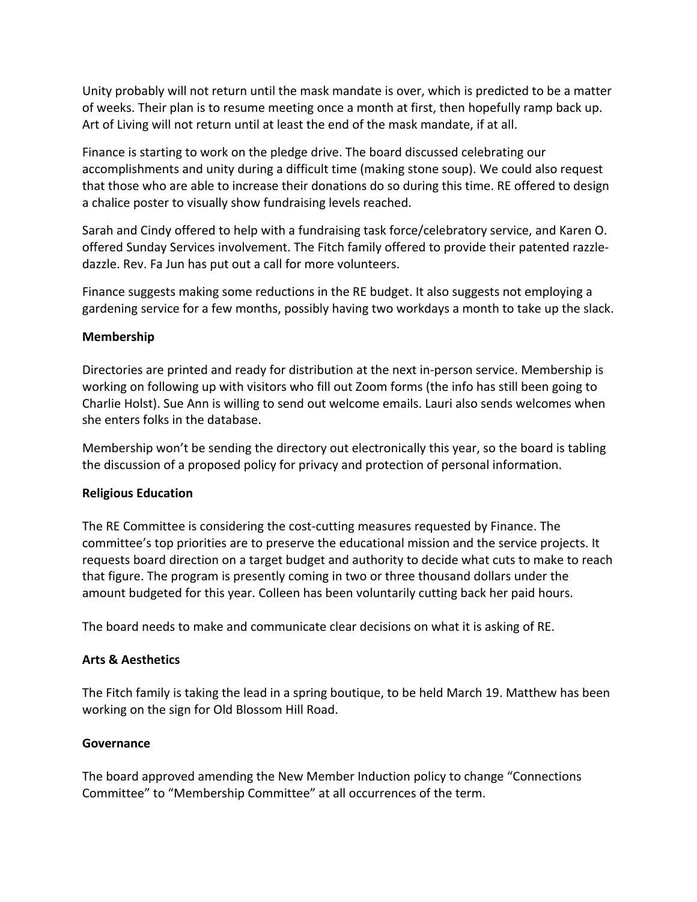Unity probably will not return until the mask mandate is over, which is predicted to be a matter of weeks. Their plan is to resume meeting once a month at first, then hopefully ramp back up. Art of Living will not return until at least the end of the mask mandate, if at all.

Finance is starting to work on the pledge drive. The board discussed celebrating our accomplishments and unity during a difficult time (making stone soup). We could also request that those who are able to increase their donations do so during this time. RE offered to design a chalice poster to visually show fundraising levels reached.

Sarah and Cindy offered to help with a fundraising task force/celebratory service, and Karen O. offered Sunday Services involvement. The Fitch family offered to provide their patented razzle-dazzle. Rev. Fa Jun has put out a call for more volunteers.

Finance suggests making some reductions in the RE budget. It also suggests not employing a gardening service for a few months, possibly having two workdays a month to take up the slack.

**Membership**

Directories are printed and ready for distribution at the next in-person service. Membership is working on following up with visitors who fill out Zoom forms (the info has still been going to Charlie Holst). Sue Ann is willing to send out welcome emails. Lauri also sends welcomes when she enters folks in the database.

Membership won't be sending the directory out electronically this year, so the board is tabling the discussion of a proposed policy for privacy and protection of personal information.

**Religious Education**

The RE Committee is considering the cost-cutting measures requested by Finance. The committee's top priorities are to preserve the educational mission and the service projects. It requests board direction on a target budget and authority to decide what cuts to make to reach that figure. The program is presently coming in two or three thousand dollars under the amount budgeted for this year. Colleen has been voluntarily cutting back her paid hours.

The board needs to make and communicate clear decisions on what it is asking of RE.

**Arts & Aesthetics**

The Fitch family is taking the lead in a spring boutique, to be held March 19. Matthew has been working on the sign for Old Blossom Hill Road.

**Governance**

The board approved amending the New Member Induction policy to change "Connections Committee" to "Membership Committee" at all occurrences of the term.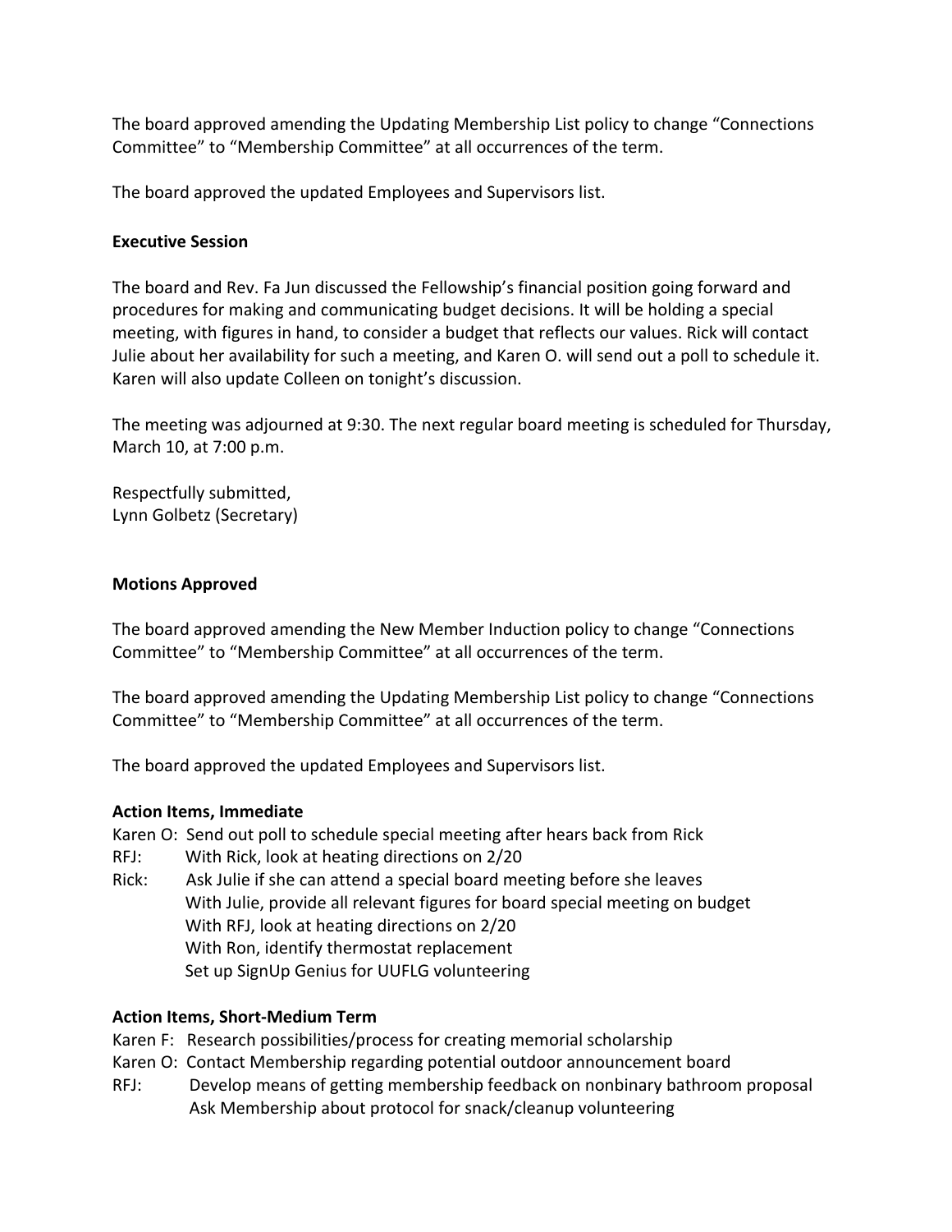The board approved amending the Updating Membership List policy to change "Connections Committee" to "Membership Committee" at all occurrences of the term.

The board approved the updated Employees and Supervisors list.

**Executive Session**

The board and Rev. Fa Jun discussed the Fellowship's financial position going forward and procedures for making and communicating budget decisions. It will be holding a special meeting, with figures in hand, to consider a budget that reflects our values. Rick will contact Julie about her availability for such a meeting, and Karen O. will send out a poll to schedule it. Karen will also update Colleen on tonight's discussion.

The meeting was adjourned at 9:30. The next regular board meeting is scheduled for Thursday, March 10, at 7:00 p.m.

Respectfully submitted,
Lynn Golbetz (Secretary)

**Motions Approved**

The board approved amending the New Member Induction policy to change "Connections Committee" to "Membership Committee" at all occurrences of the term.

The board approved amending the Updating Membership List policy to change "Connections Committee" to "Membership Committee" at all occurrences of the term.

The board approved the updated Employees and Supervisors list.

**Action Items, Immediate**

Karen O: Send out poll to schedule special meeting after hears back from Rick
RFJ: With Rick, look at heating directions on 2/20
Rick: Ask Julie if she can attend a special board meeting before she leaves
With Julie, provide all relevant figures for board special meeting on budget
With RFJ, look at heating directions on 2/20
With Ron, identify thermostat replacement
Set up SignUp Genius for UUFLG volunteering

**Action Items, Short-Medium Term**

Karen F: Research possibilities/process for creating memorial scholarship
Karen O: Contact Membership regarding potential outdoor announcement board
RFJ: Develop means of getting membership feedback on nonbinary bathroom proposal
Ask Membership about protocol for snack/cleanup volunteering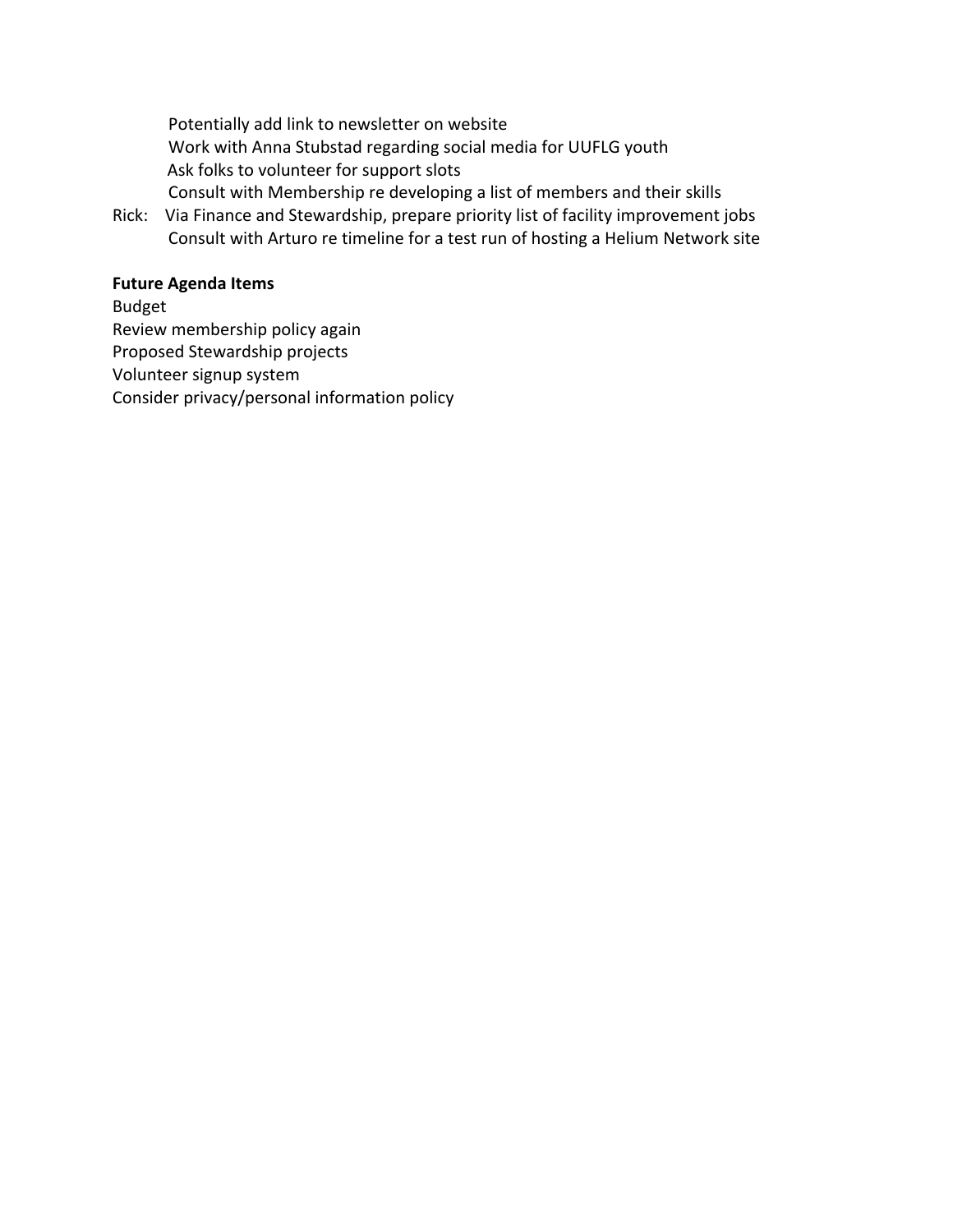Potentially add link to newsletter on website
Work with Anna Stubstad regarding social media for UUFLG youth
Ask folks to volunteer for support slots
Consult with Membership re developing a list of members and their skills

Rick: Via Finance and Stewardship, prepare priority list of facility improvement jobs
Consult with Arturo re timeline for a test run of hosting a Helium Network site

**Future Agenda Items**

Budget
Review membership policy again
Proposed Stewardship projects
Volunteer signup system
Consider privacy/personal information policy